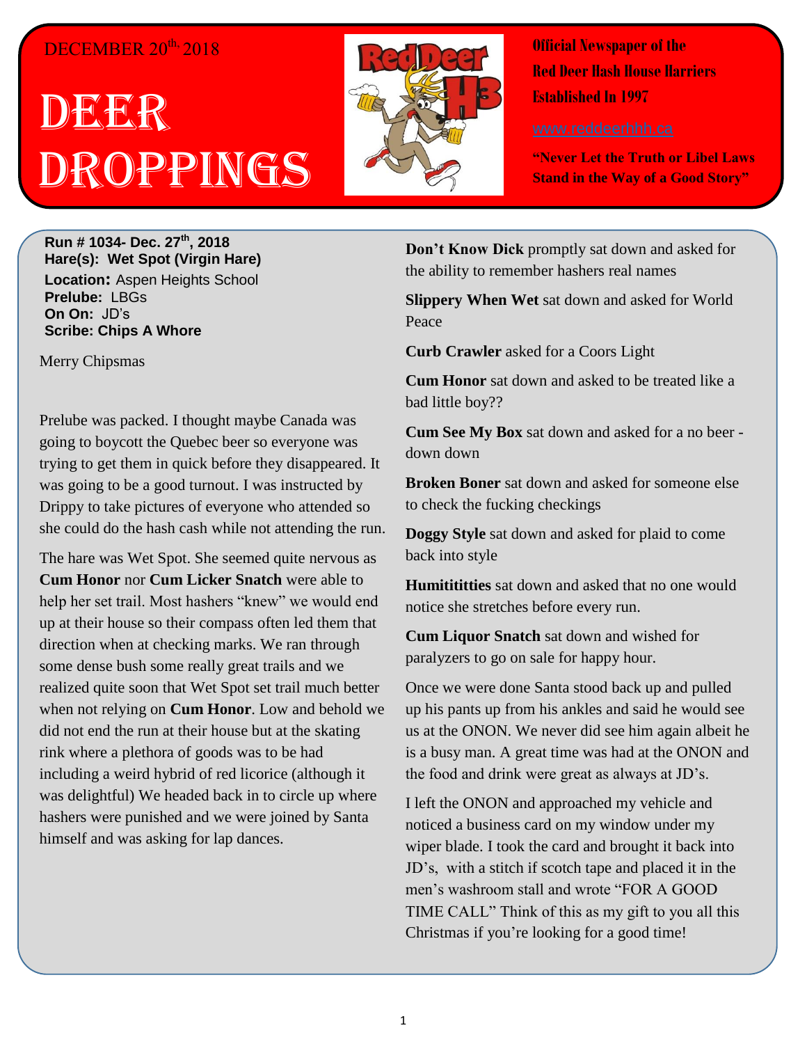DECEMBER 20th, 2018

# DEER DROPPINGS

**Official Newspaper of the Red Deer Hash House Harriers Established In 1997**

www.reddeerhhh.ca

**"Never Let the Truth or Libel Laws Stand in the Way of a Good Story"**

**Run # 1034- Dec. 27th, 2018**
**Hare(s): Wet Spot (Virgin Hare)**
**Location:** Aspen Heights School
**Prelube:** LBGs
**On On:** JD's
**Scribe: Chips A Whore**

Merry Chipsmas

Prelube was packed. I thought maybe Canada was going to boycott the Quebec beer so everyone was trying to get them in quick before they disappeared. It was going to be a good turnout. I was instructed by Drippy to take pictures of everyone who attended so she could do the hash cash while not attending the run.

The hare was Wet Spot. She seemed quite nervous as **Cum Honor** nor **Cum Licker Snatch** were able to help her set trail. Most hashers "knew" we would end up at their house so their compass often led them that direction when at checking marks. We ran through some dense bush some really great trails and we realized quite soon that Wet Spot set trail much better when not relying on **Cum Honor**. Low and behold we did not end the run at their house but at the skating rink where a plethora of goods was to be had including a weird hybrid of red licorice (although it was delightful) We headed back in to circle up where hashers were punished and we were joined by Santa himself and was asking for lap dances.

**Don't Know Dick** promptly sat down and asked for the ability to remember hashers real names

**Slippery When Wet** sat down and asked for World Peace

**Curb Crawler** asked for a Coors Light

**Cum Honor** sat down and asked to be treated like a bad little boy??

**Cum See My Box** sat down and asked for a no beer - down down

**Broken Boner** sat down and asked for someone else to check the fucking checkings

**Doggy Style** sat down and asked for plaid to come back into style

**Humitititties** sat down and asked that no one would notice she stretches before every run.

**Cum Liquor Snatch** sat down and wished for paralyzers to go on sale for happy hour.

Once we were done Santa stood back up and pulled up his pants up from his ankles and said he would see us at the ONON. We never did see him again albeit he is a busy man. A great time was had at the ONON and the food and drink were great as always at JD's.

I left the ONON and approached my vehicle and noticed a business card on my window under my wiper blade. I took the card and brought it back into JD's, with a stitch if scotch tape and placed it in the men's washroom stall and wrote "FOR A GOOD TIME CALL" Think of this as my gift to you all this Christmas if you're looking for a good time!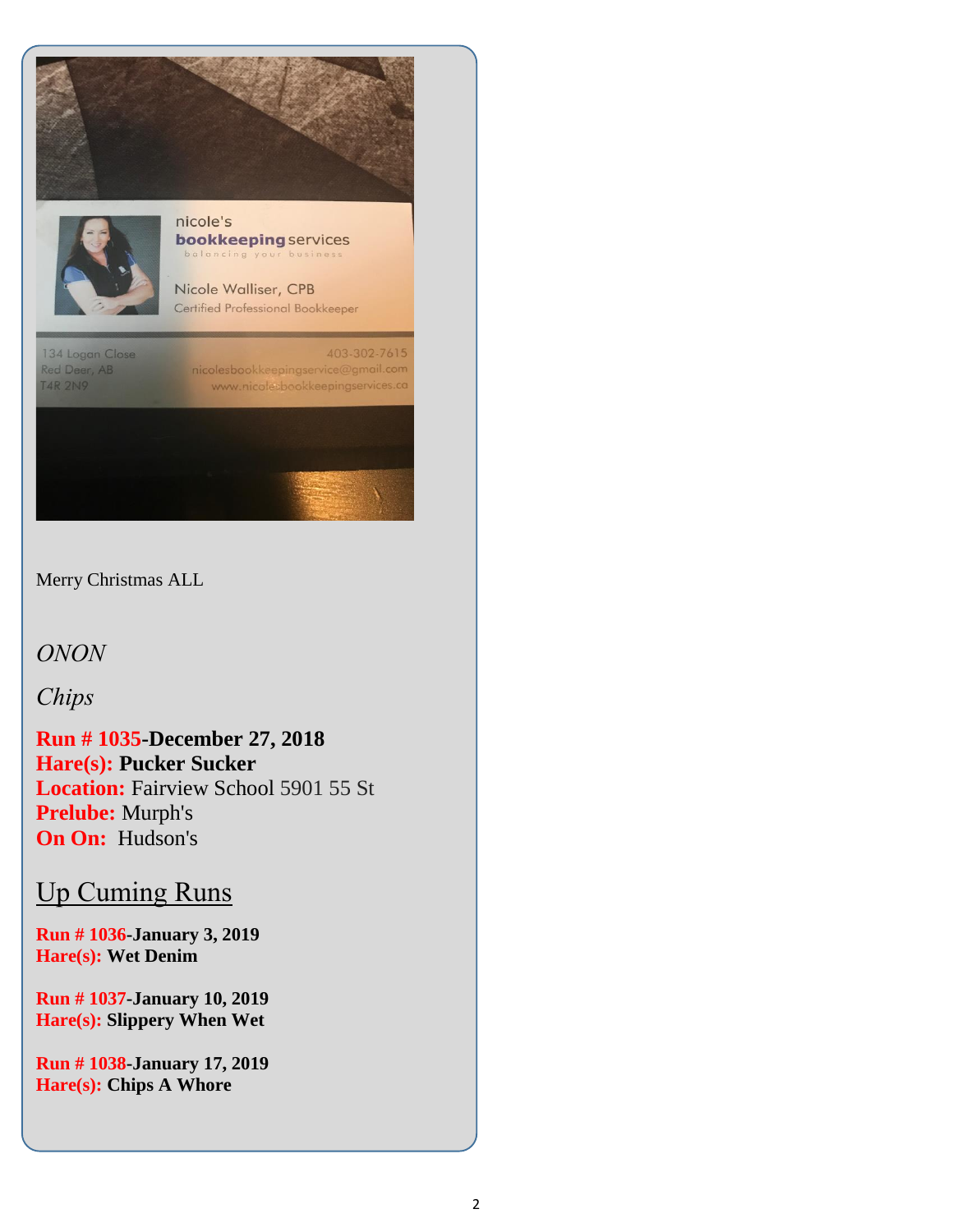nicole's
**bookkeeping** services
balancing your business

Nicole Walliser, CPB
Certified Professional Bookkeeper

134 Logan Close
Red Deer, AB
T4R 2N9

403-302-7615
nicolesbookkeepingservice@gmail.com
www.nicolesbookkeepingservices.ca

Merry Christmas ALL

*ONON*

*Chips*

**Run # 1035-December 27, 2018**
**Hare(s): Pucker Sucker**
**Location:** Fairview School 5901 55 St
**Prelube:** Murph's
**On On:** Hudson's

## Up Cuming Runs

**Run # 1036-January 3, 2019**
**Hare(s): Wet Denim**

**Run # 1037-January 10, 2019**
**Hare(s): Slippery When Wet**

**Run # 1038-January 17, 2019**
**Hare(s): Chips A Whore**